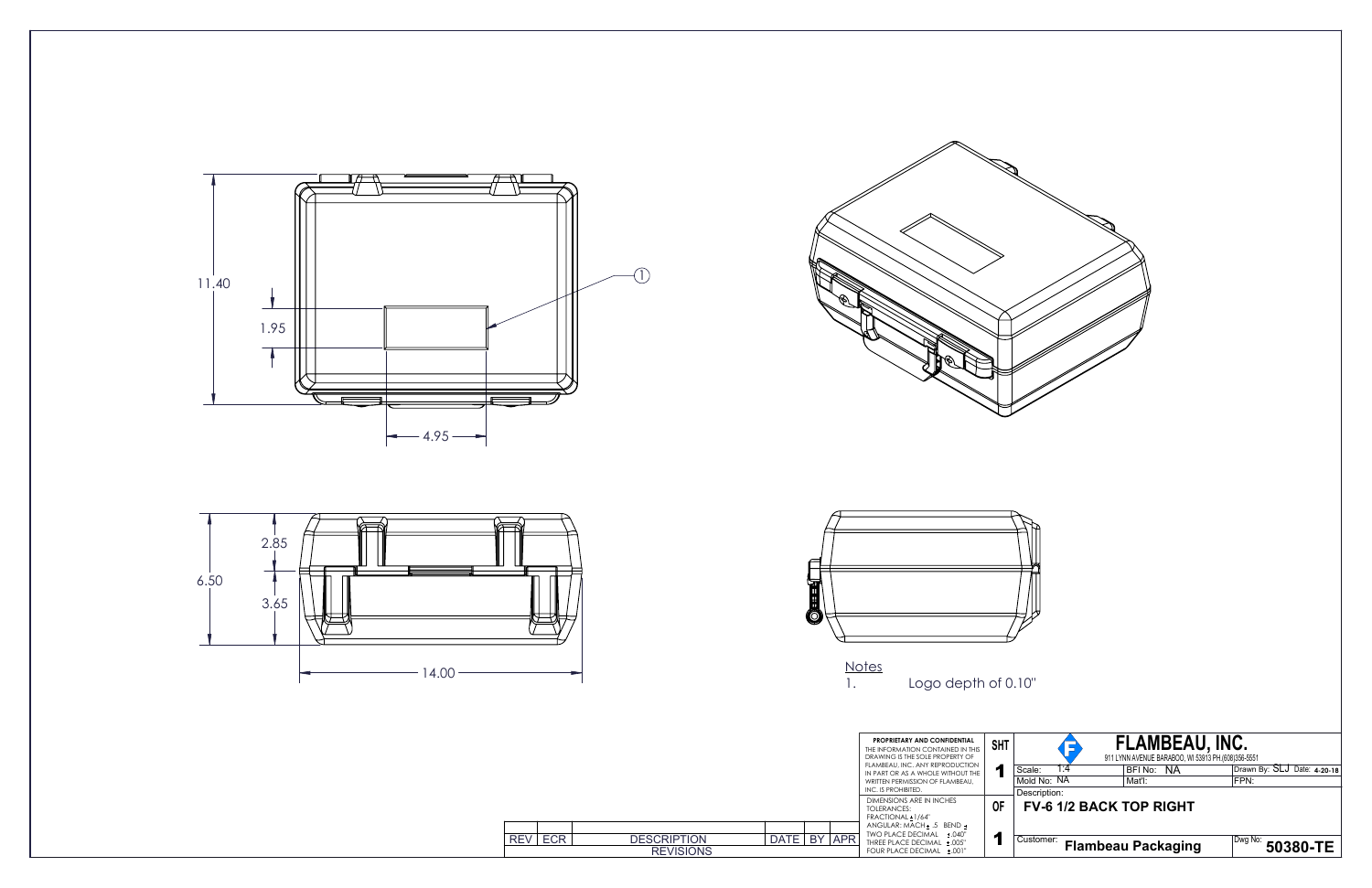11.40

1.95

4.95

①

2.85

6.50

3.65

14.00

Notes

1. Logo depth of 0.10"

| REV | ECR | DESCRIPTION | DATE | BY | APR |
| --- | --- | --- | --- | --- | --- |
| | | REVISIONS | | | |

**PROPRIETARY AND CONFIDENTIAL**
THE INFORMATION CONTAINED IN THIS DRAWING IS THE SOLE PROPERTY OF FLAMBEAU, INC. ANY REPRODUCTION IN PART OR AS A WHOLE WITHOUT THE WRITTEN PERMISSION OF FLAMBEAU, INC. IS PROHIBITED.

DIMENSIONS ARE IN INCHES
TOLERANCES:
FRACTIONAL ± 1/64"
ANGULAR: MACH ± .5 BEND ±
TWO PLACE DECIMAL ± .040"
THREE PLACE DECIMAL ± .005"
FOUR PLACE DECIMAL ± .001"

SHT 1 OF 1

**FLAMBEAU, INC.**
911 LYNN AVENUE BARABOO, WI 53913 PH.(608)356-5551

| Scale: 1:4 | BFI No: NA | Drawn By: SLJ Date: 4-20-18 |
| --- | --- | --- |
| Mold No: NA | Mat'l: | FPN: |

Description:
**FV-6 1/2 BACK TOP RIGHT**

Customer: **Flambeau Packaging**

Dwg No: **50380-TE**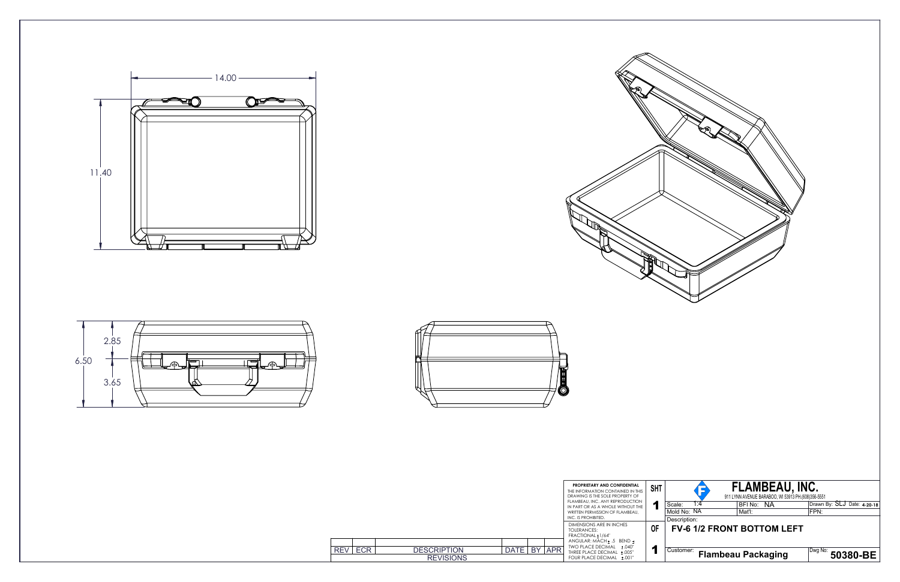14.00

11.40

2.85

6.50

3.65

| REV | ECR | DESCRIPTION | DATE | BY | APR |
|---|---|---|---|---|---|
| | | REVISIONS | | | |

**PROPRIETARY AND CONFIDENTIAL**
THE INFORMATION CONTAINED IN THIS DRAWING IS THE SOLE PROPERTY OF FLAMBEAU, INC. ANY REPRODUCTION IN PART OR AS A WHOLE WITHOUT THE WRITTEN PERMISSION OF FLAMBEAU, INC. IS PROHIBITED.

DIMENSIONS ARE IN INCHES
TOLERANCES:
FRACTIONAL ± 1/64"
ANGULAR: MACH ± .5 BEND ±
TWO PLACE DECIMAL ± .040"
THREE PLACE DECIMAL ± .005"
FOUR PLACE DECIMAL ± .001"

SHT 1 OF 1

# FLAMBEAU, INC.

911 LYNN AVENUE BARABOO, WI 53913 PH.(608)356-5551

| Scale: 1:4 | BFI No: NA | Drawn By: SLJ Date: 4-20-18 |
|---|---|---|
| Mold No: NA | Mat'l: | FPN: |

Description:
**FV-6 1/2 FRONT BOTTOM LEFT**

Customer: **Flambeau Packaging**

Dwg No: **50380-BE**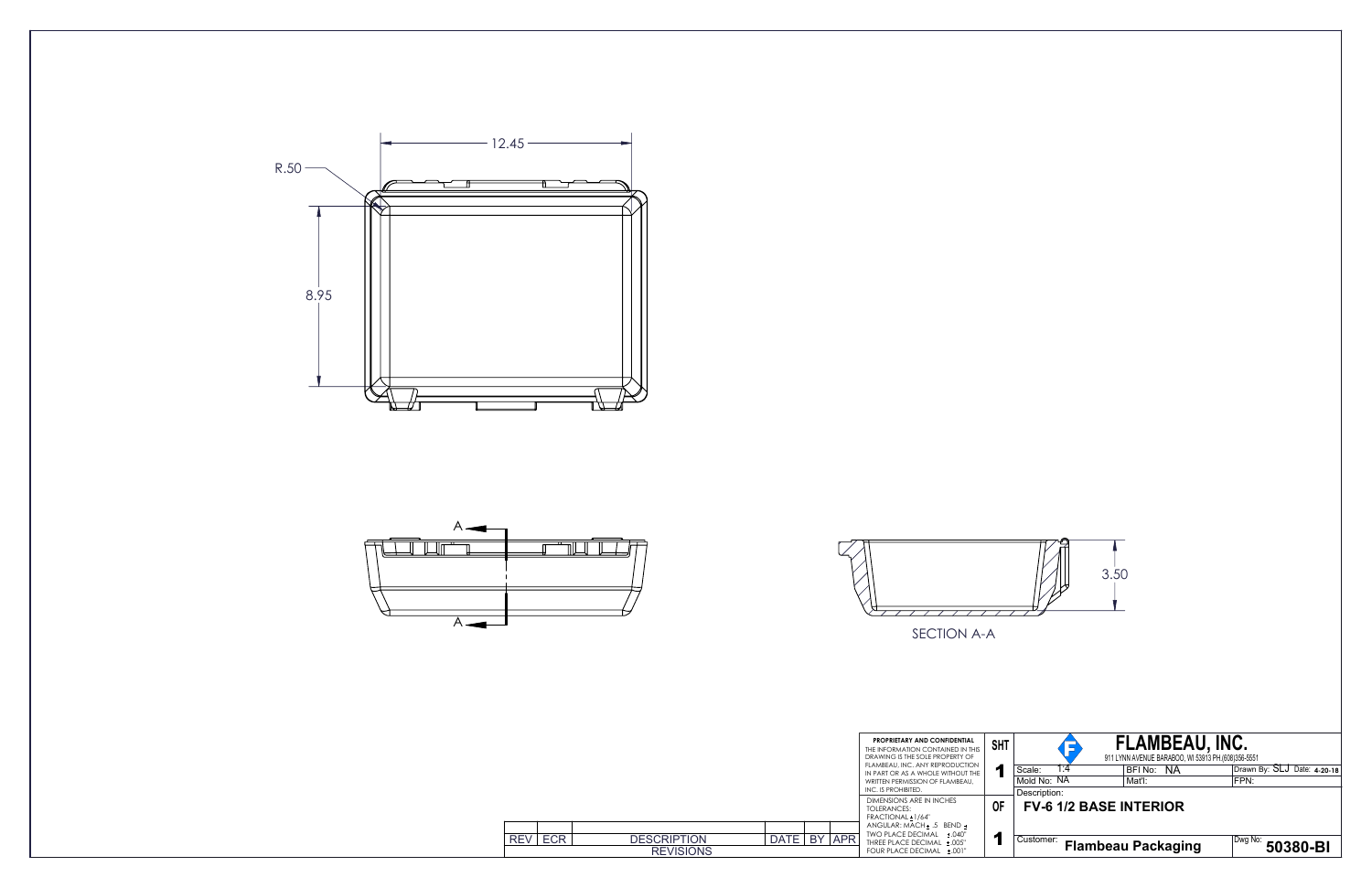12.45

R.50

8.95

A

A

3.50

SECTION A-A

| REV | ECR | DESCRIPTION | DATE | BY | APR |
|---|---|---|---|---|---|
| | | REVISIONS | | | |

**PROPRIETARY AND CONFIDENTIAL**
THE INFORMATION CONTAINED IN THIS DRAWING IS THE SOLE PROPERTY OF FLAMBEAU, INC. ANY REPRODUCTION IN PART OR AS A WHOLE WITHOUT THE WRITTEN PERMISSION OF FLAMBEAU, INC. IS PROHIBITED.

DIMENSIONS ARE IN INCHES
TOLERANCES:
FRACTIONAL ± 1/64"
ANGULAR: MACH ± .5 BEND ±
TWO PLACE DECIMAL ± .040"
THREE PLACE DECIMAL ± .005"
FOUR PLACE DECIMAL ± .001"

SHT 1 OF 1

**FLAMBEAU, INC.**
911 LYNN AVENUE BARABOO, WI 53913 PH.(608)356-5551

| Scale: 1:4 | BFI No: NA | Drawn By: SLJ Date: 4-20-18 |
|---|---|---|
| Mold No: NA | Mat'l: | FPN: |

Description:
**FV-6 1/2 BASE INTERIOR**

Customer: **Flambeau Packaging**

Dwg No: **50380-BI**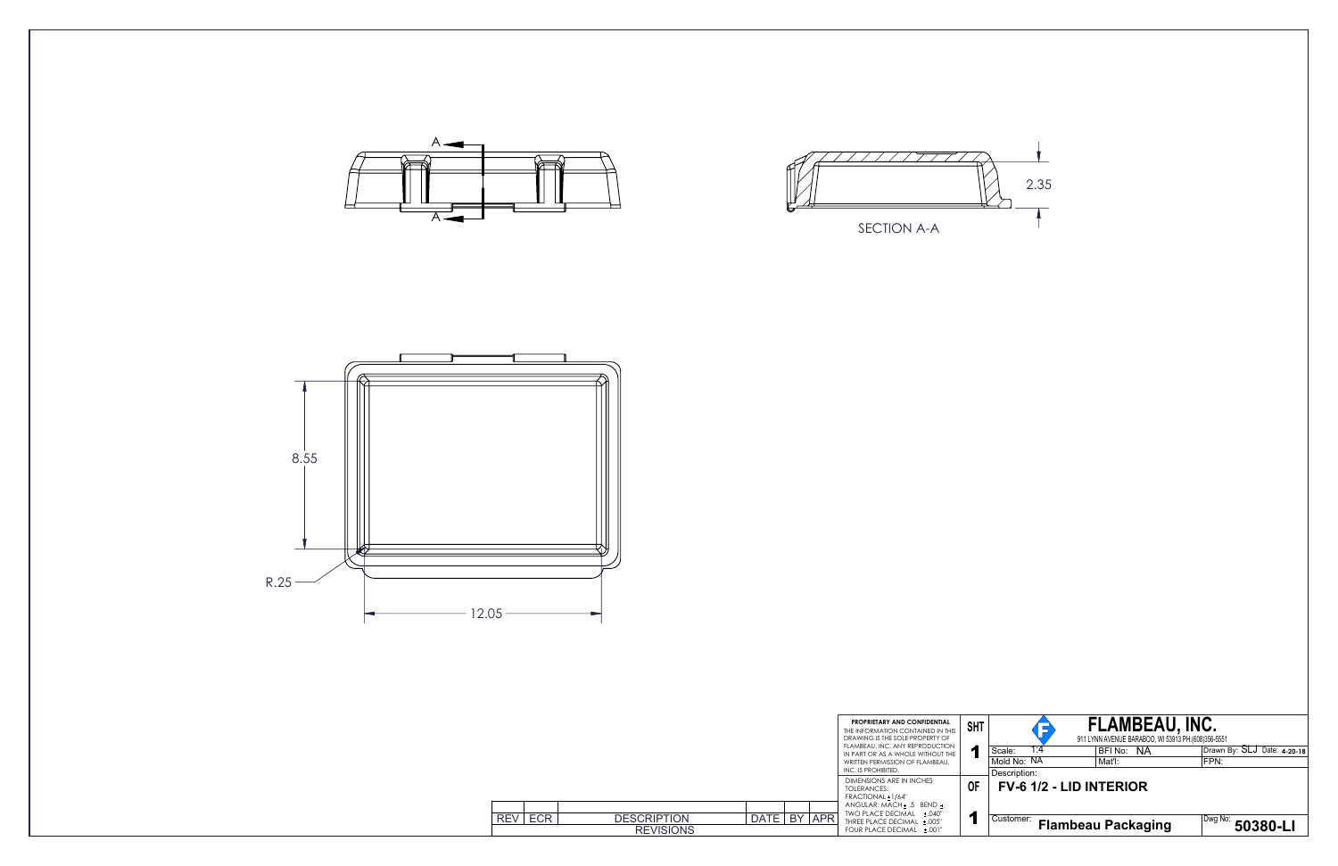A

A

2.35

SECTION A-A

8.55

R.25

12.05

| REV | ECR | DESCRIPTION | DATE | BY | APR |
| --- | --- | --- | --- | --- | --- |
| | | REVISIONS | | | |

**PROPRIETARY AND CONFIDENTIAL**
THE INFORMATION CONTAINED IN THIS DRAWING IS THE SOLE PROPERTY OF FLAMBEAU, INC. ANY REPRODUCTION IN PART OR AS A WHOLE WITHOUT THE WRITTEN PERMISSION OF FLAMBEAU, INC. IS PROHIBITED.

DIMENSIONS ARE IN INCHES
TOLERANCES:
FRACTIONAL ± 1/64"
ANGULAR: MACH ± .5 BEND ±
TWO PLACE DECIMAL ± .040"
THREE PLACE DECIMAL ± .005"
FOUR PLACE DECIMAL ± .001"

SHT 1 OF 1

**FLAMBEAU, INC.**
911 LYNN AVENUE BARABOO, WI 53913 PH.(608)356-5551

| | | |
| --- | --- | --- |
| Scale: 1:4 | BFI No: NA | Drawn By: SLJ Date: 4-20-18 |
| Mold No: NA | Mat'l: | FPN: |

Description:
**FV-6 1/2 - LID INTERIOR**

Customer: **Flambeau Packaging**

Dwg No: **50380-LI**